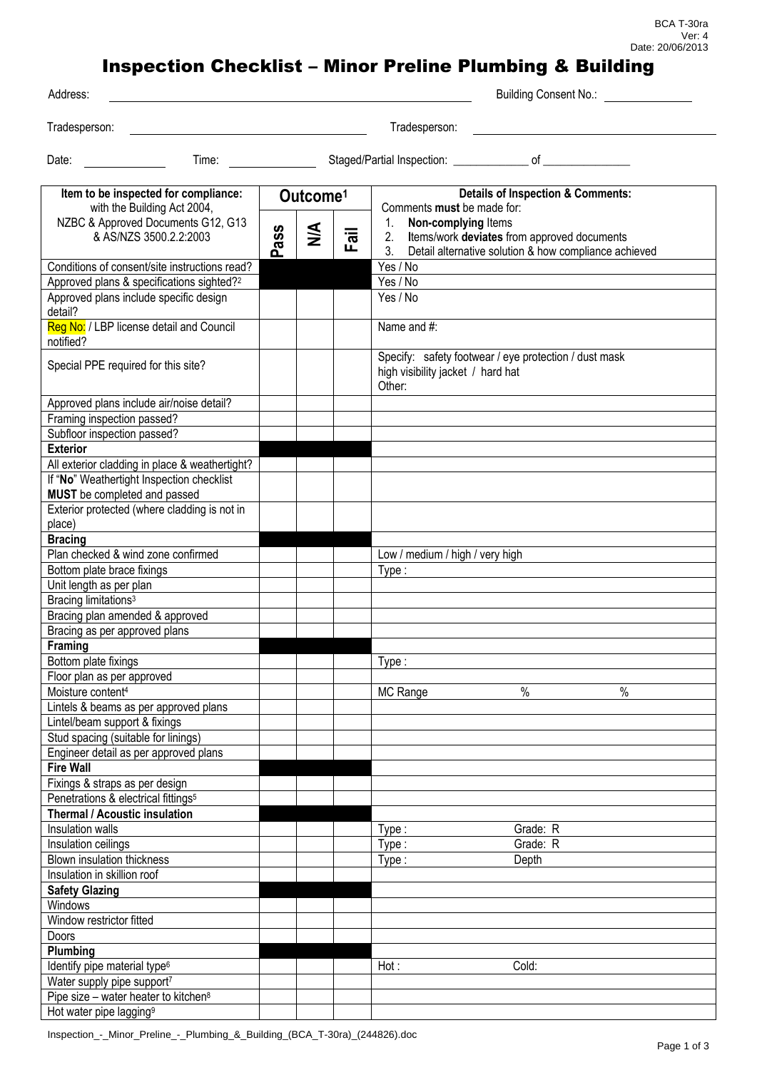BCA T-30ra
Ver: 4
Date: 20/06/2013

# Inspection Checklist – Minor Preline Plumbing & Building

Address: ______________________________ Building Consent No.: ______________

Tradesperson: ______________________________ Tradesperson: ______________________________

Date: ____________ Time: ____________ Staged/Partial Inspection: ____________ of ______________

| Item to be inspected for compliance: with the Building Act 2004, NZBC & Approved Documents G12, G13 & AS/NZS 3500.2.2:2003 | Outcome[1] | | | Details of Inspection & Comments: Comments **must** be made for: 1. **Non-complying** Items 2. **I**tems/work **deviates** from approved documents 3. Detail alternative solution & how compliance achieved |
|---|---|---|---|---|
| | **Pass** | **N/A** | **Fail** | |
| Conditions of consent/site instructions read? | | | | Yes / No |
| Approved plans & specifications sighted?[2] | | | | Yes / No |
| Approved plans include specific design detail? | | | | Yes / No |
| Reg No: / LBP license detail and Council notified? | | | | Name and #: |
| Special PPE required for this site? | | | | Specify: safety footwear / eye protection / dust mask high visibility jacket / hard hat Other: |
| Approved plans include air/noise detail? | | | | |
| Framing inspection passed? | | | | |
| Subfloor inspection passed? | | | | |
| **Exterior** | | | | |
| All exterior cladding in place & weathertight? | | | | |
| If "**No**" Weathertight Inspection checklist **MUST** be completed and passed | | | | |
| Exterior protected (where cladding is not in place) | | | | |
| **Bracing** | | | | |
| Plan checked & wind zone confirmed | | | | Low / medium / high / very high |
| Bottom plate brace fixings | | | | Type : |
| Unit length as per plan | | | | |
| Bracing limitations[3] | | | | |
| Bracing plan amended & approved | | | | |
| Bracing as per approved plans | | | | |
| **Framing** | | | | |
| Bottom plate fixings | | | | Type : |
| Floor plan as per approved | | | | |
| Moisture content[4] | | | | MC Range % % |
| Lintels & beams as per approved plans | | | | |
| Lintel/beam support & fixings | | | | |
| Stud spacing (suitable for linings) | | | | |
| Engineer detail as per approved plans | | | | |
| **Fire Wall** | | | | |
| Fixings & straps as per design | | | | |
| Penetrations & electrical fittings[5] | | | | |
| **Thermal / Acoustic insulation** | | | | |
| Insulation walls | | | | Type : Grade: R |
| Insulation ceilings | | | | Type : Grade: R |
| Blown insulation thickness | | | | Type : Depth |
| Insulation in skillion roof | | | | |
| **Safety Glazing** | | | | |
| Windows | | | | |
| Window restrictor fitted | | | | |
| Doors | | | | |
| **Plumbing** | | | | |
| Identify pipe material type[6] | | | | Hot : Cold: |
| Water supply pipe support[7] | | | | |
| Pipe size – water heater to kitchen[8] | | | | |
| Hot water pipe lagging[9] | | | | |

Inspection_-_Minor_Preline_-_Plumbing_&_Building_(BCA_T-30ra)_(244826).doc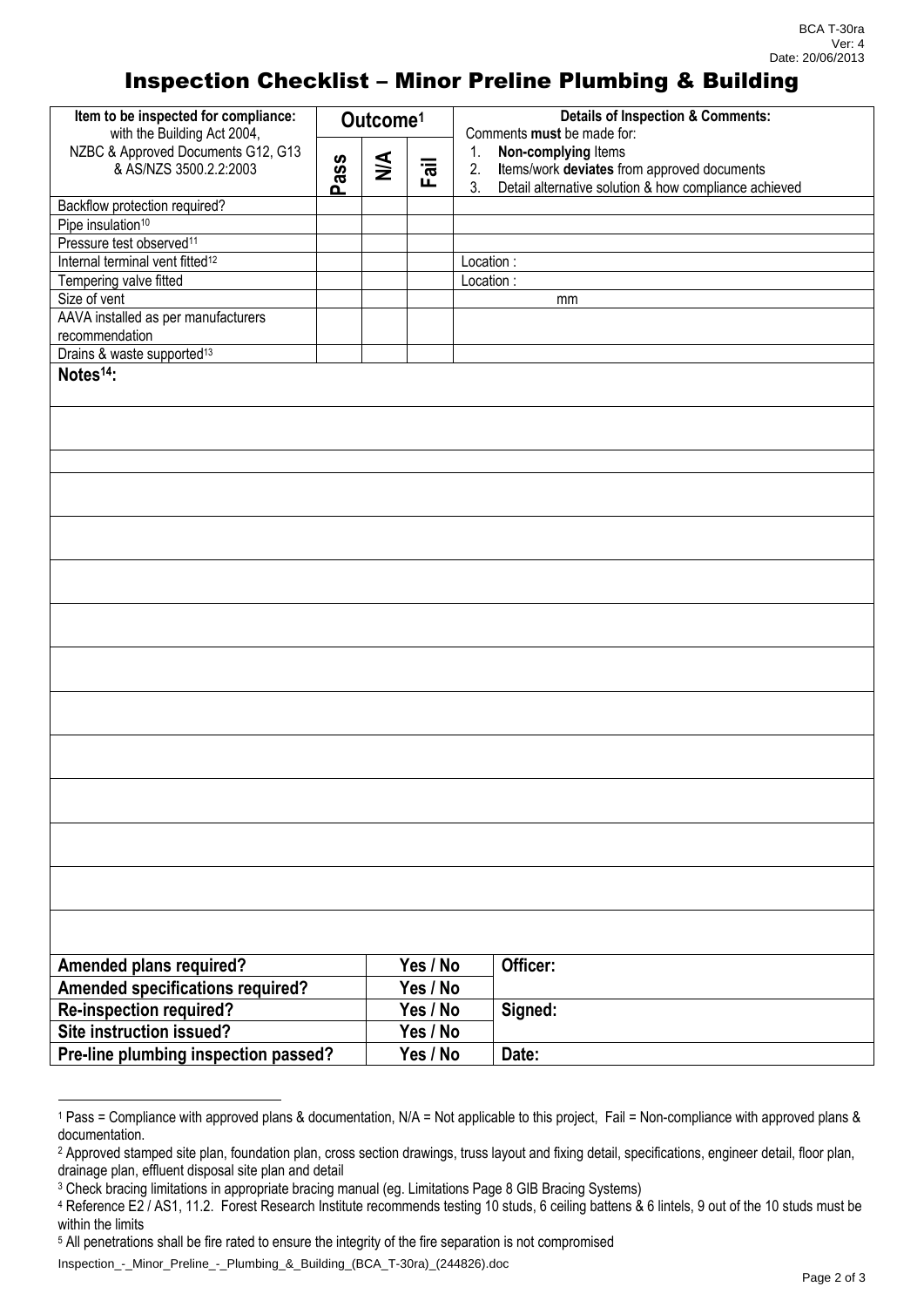# Inspection Checklist – Minor Preline Plumbing & Building

| Item to be inspected for compliance: with the Building Act 2004, NZBC & Approved Documents G12, G13 & AS/NZS 3500.2.2:2003 | Outcome[1] | | | Details of Inspection & Comments: Comments **must** be made for: 1. **Non-complying** Items 2. **I**tems/work **deviates** from approved documents 3. Detail alternative solution & how compliance achieved |
|---|---|---|---|---|
| | Pass | N/A | Fail | |
| Backflow protection required? | | | | |
| Pipe insulation[10] | | | | |
| Pressure test observed[11] | | | | |
| Internal terminal vent fitted[12] | | | | Location : |
| Tempering valve fitted | | | | Location : |
| Size of vent | | | | mm |
| AAVA installed as per manufacturers recommendation | | | | |
| Drains & waste supported[13] | | | | |

**Notes[14]:**

| | | |
|---|---|---|
| **Amended plans required?** | **Yes / No** | **Officer:** |
| **Amended specifications required?** | **Yes / No** | |
| **Re-inspection required?** | **Yes / No** | **Signed:** |
| **Site instruction issued?** | **Yes / No** | |
| **Pre-line plumbing inspection passed?** | **Yes / No** | **Date:** |

---

[1] Pass = Compliance with approved plans & documentation, N/A = Not applicable to this project, Fail = Non-compliance with approved plans & documentation.

[2] Approved stamped site plan, foundation plan, cross section drawings, truss layout and fixing detail, specifications, engineer detail, floor plan, drainage plan, effluent disposal site plan and detail

[3] Check bracing limitations in appropriate bracing manual (eg. Limitations Page 8 GIB Bracing Systems)

[4] Reference E2 / AS1, 11.2. Forest Research Institute recommends testing 10 studs, 6 ceiling battens & 6 lintels, 9 out of the 10 studs must be within the limits

[5] All penetrations shall be fire rated to ensure the integrity of the fire separation is not compromised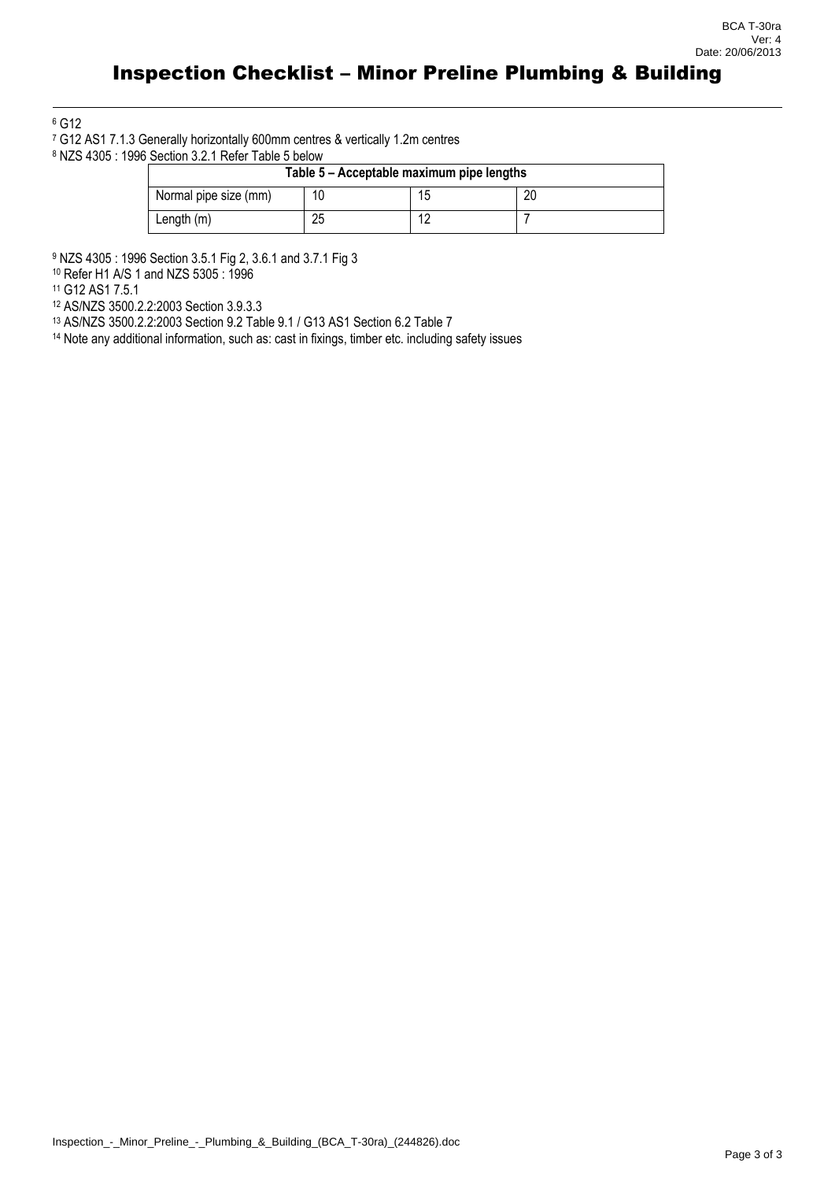# Inspection Checklist – Minor Preline Plumbing & Building

[6] G12

[7] G12 AS1 7.1.3 Generally horizontally 600mm centres & vertically 1.2m centres

[8] NZS 4305 : 1996 Section 3.2.1 Refer Table 5 below

| Table 5 – Acceptable maximum pipe lengths | | | |
|---|---|---|---|
| Normal pipe size (mm) | 10 | 15 | 20 |
| Length (m) | 25 | 12 | 7 |

[9] NZS 4305 : 1996 Section 3.5.1 Fig 2, 3.6.1 and 3.7.1 Fig 3

[10] Refer H1 A/S 1 and NZS 5305 : 1996

[11] G12 AS1 7.5.1

[12] AS/NZS 3500.2.2:2003 Section 3.9.3.3

[13] AS/NZS 3500.2.2:2003 Section 9.2 Table 9.1 / G13 AS1 Section 6.2 Table 7

[14] Note any additional information, such as: cast in fixings, timber etc. including safety issues